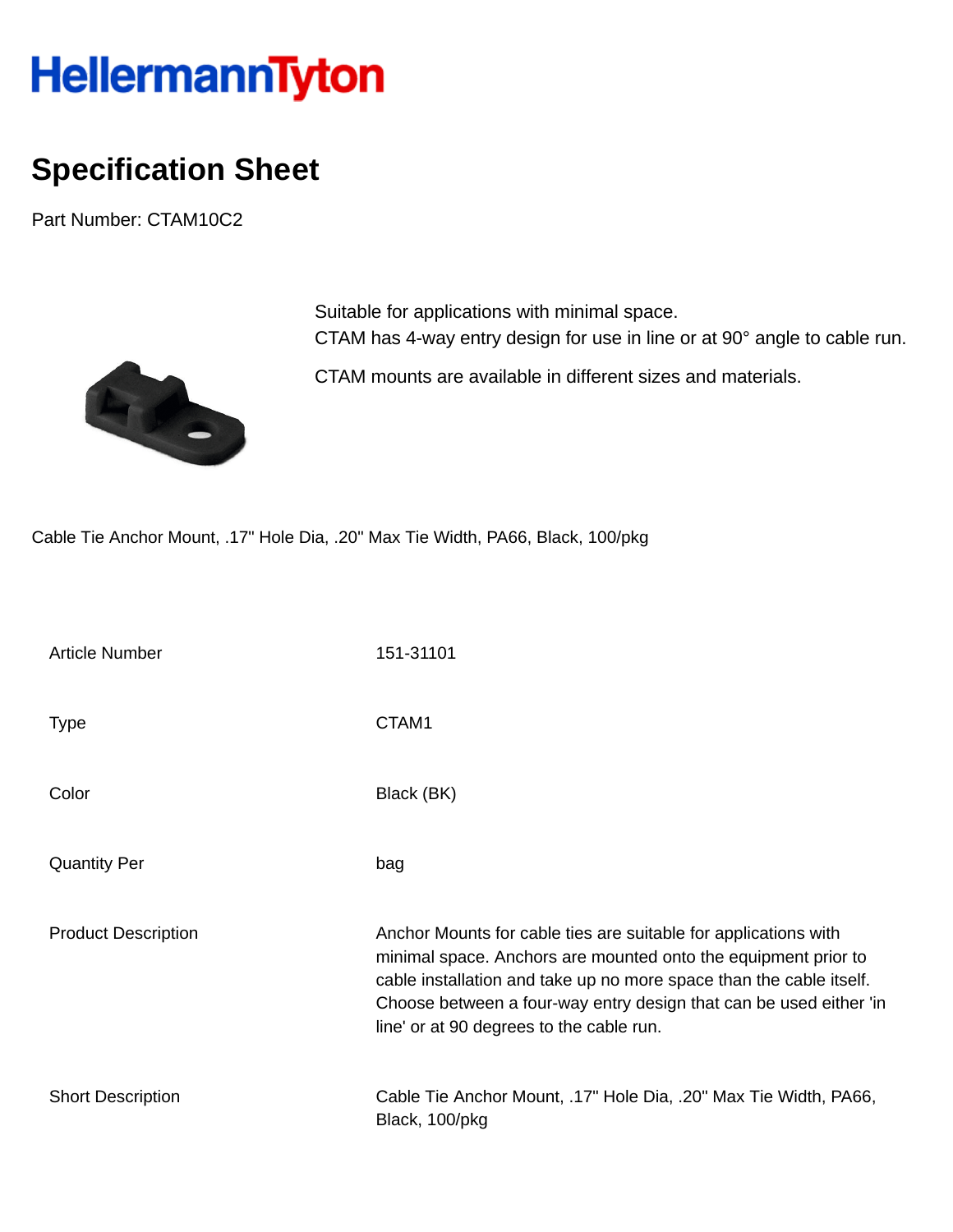HellermannTyton

# Specification Sheet

Part Number: CTAM10C2

Suitable for applications with minimal space.
CTAM has 4-way entry design for use in line or at 90° angle to cable run.

CTAM mounts are available in different sizes and materials.

Cable Tie Anchor Mount, .17" Hole Dia, .20" Max Tie Width, PA66, Black, 100/pkg

| | |
|---|---|
| Article Number | 151-31101 |
| Type | CTAM1 |
| Color | Black (BK) |
| Quantity Per | bag |
| Product Description | Anchor Mounts for cable ties are suitable for applications with minimal space. Anchors are mounted onto the equipment prior to cable installation and take up no more space than the cable itself. Choose between a four-way entry design that can be used either 'in line' or at 90 degrees to the cable run. |
| Short Description | Cable Tie Anchor Mount, .17" Hole Dia, .20" Max Tie Width, PA66, Black, 100/pkg |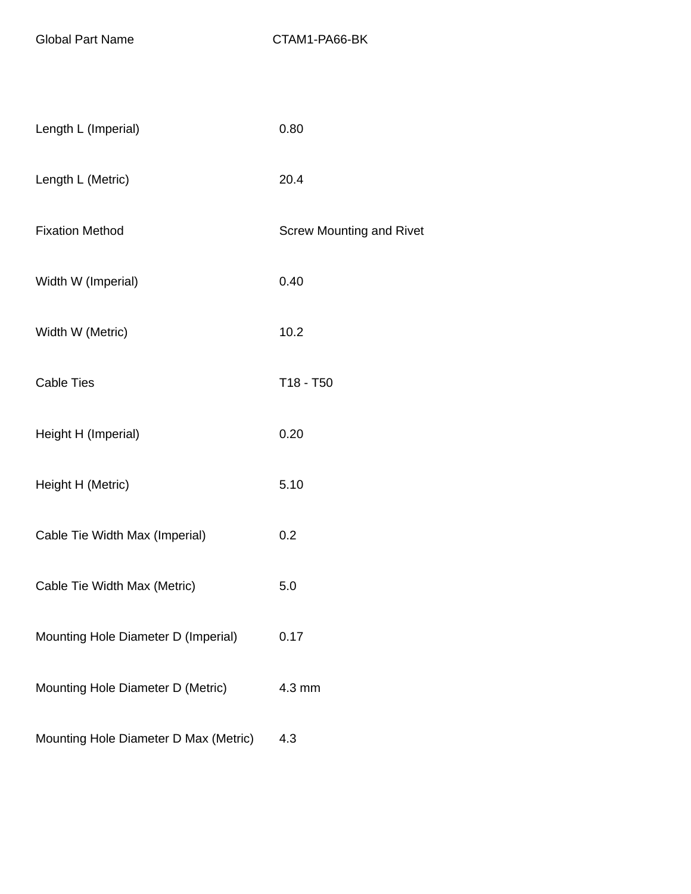| Global Part Name | CTAM1-PA66-BK |
| --- | --- |
| Length L (Imperial) | 0.80 |
| Length L (Metric) | 20.4 |
| Fixation Method | Screw Mounting and Rivet |
| Width W (Imperial) | 0.40 |
| Width W (Metric) | 10.2 |
| Cable Ties | T18 - T50 |
| Height H (Imperial) | 0.20 |
| Height H (Metric) | 5.10 |
| Cable Tie Width Max (Imperial) | 0.2 |
| Cable Tie Width Max (Metric) | 5.0 |
| Mounting Hole Diameter D (Imperial) | 0.17 |
| Mounting Hole Diameter D (Metric) | 4.3 mm |
| Mounting Hole Diameter D Max (Metric) | 4.3 |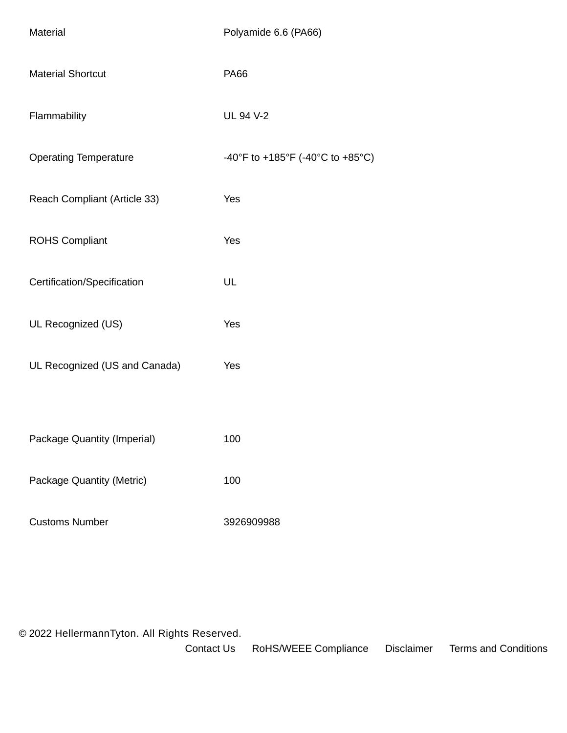| | |
|---|---|
| Material | Polyamide 6.6 (PA66) |
| Material Shortcut | PA66 |
| Flammability | UL 94 V-2 |
| Operating Temperature | -40°F to +185°F (-40°C to +85°C) |
| Reach Compliant (Article 33) | Yes |
| ROHS Compliant | Yes |
| Certification/Specification | UL |
| UL Recognized (US) | Yes |
| UL Recognized (US and Canada) | Yes |

| | |
|---|---|
| Package Quantity (Imperial) | 100 |
| Package Quantity (Metric) | 100 |
| Customs Number | 3926909988 |

© 2022 HellermannTyton. All Rights Reserved.

Contact Us RoHS/WEEE Compliance Disclaimer Terms and Conditions